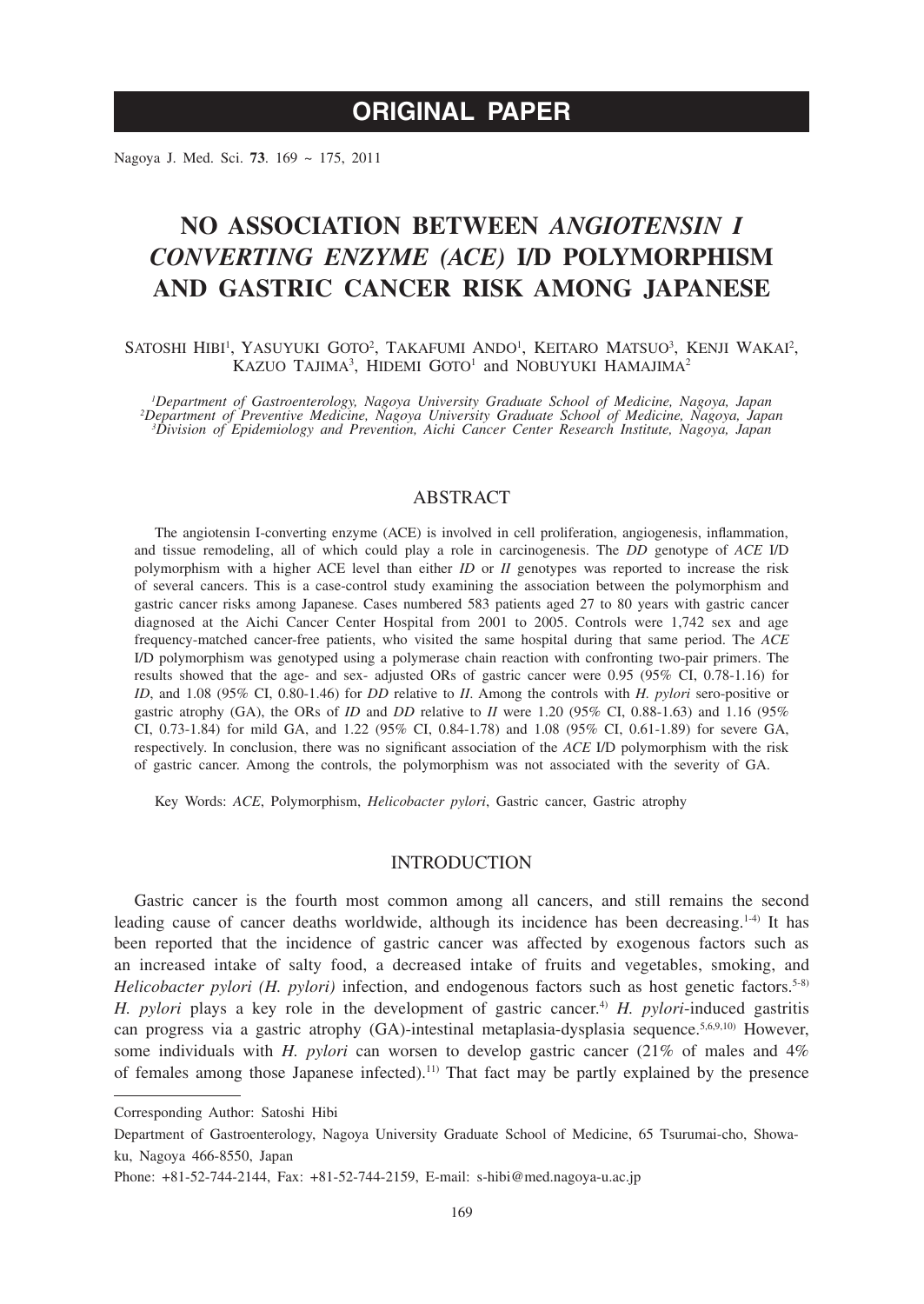ORIGINAL PAPER

# NO ASSOCIATION BETWEEN *ANGIOTENSIN I CONVERTING ENZYME (ACE)* I/D POLYMORPHISM AND GASTRIC CANCER RISK AMONG JAPANESE

Satoshi Hibi[1], Yasuyuki Goto[2], Takafumi Ando[1], Keitaro Matsuo[3], Kenji Wakai[2], Kazuo Tajima[3], Hidemi Goto[1] and Nobuyuki Hamajima[2]

[1]*Department of Gastroenterology, Nagoya University Graduate School of Medicine, Nagoya, Japan*
[2]*Department of Preventive Medicine, Nagoya University Graduate School of Medicine, Nagoya, Japan*
[3]*Division of Epidemiology and Prevention, Aichi Cancer Center Research Institute, Nagoya, Japan*

## ABSTRACT

The angiotensin I-converting enzyme (ACE) is involved in cell proliferation, angiogenesis, inflammation, and tissue remodeling, all of which could play a role in carcinogenesis. The *DD* genotype of *ACE* I/D polymorphism with a higher ACE level than either *ID* or *II* genotypes was reported to increase the risk of several cancers. This is a case-control study examining the association between the polymorphism and gastric cancer risks among Japanese. Cases numbered 583 patients aged 27 to 80 years with gastric cancer diagnosed at the Aichi Cancer Center Hospital from 2001 to 2005. Controls were 1,742 sex and age frequency-matched cancer-free patients, who visited the same hospital during that same period. The *ACE* I/D polymorphism was genotyped using a polymerase chain reaction with confronting two-pair primers. The results showed that the age- and sex- adjusted ORs of gastric cancer were 0.95 (95% CI, 0.78-1.16) for *ID*, and 1.08 (95% CI, 0.80-1.46) for *DD* relative to *II*. Among the controls with *H. pylori* sero-positive or gastric atrophy (GA), the ORs of *ID* and *DD* relative to *II* were 1.20 (95% CI, 0.88-1.63) and 1.16 (95% CI, 0.73-1.84) for mild GA, and 1.22 (95% CI, 0.84-1.78) and 1.08 (95% CI, 0.61-1.89) for severe GA, respectively. In conclusion, there was no significant association of the *ACE* I/D polymorphism with the risk of gastric cancer. Among the controls, the polymorphism was not associated with the severity of GA.

Key Words: *ACE*, Polymorphism, *Helicobacter pylori*, Gastric cancer, Gastric atrophy

## INTRODUCTION

Gastric cancer is the fourth most common among all cancers, and still remains the second leading cause of cancer deaths worldwide, although its incidence has been decreasing.[1-4] It has been reported that the incidence of gastric cancer was affected by exogenous factors such as an increased intake of salty food, a decreased intake of fruits and vegetables, smoking, and *Helicobacter pylori (H. pylori)* infection, and endogenous factors such as host genetic factors.[5-8] *H. pylori* plays a key role in the development of gastric cancer.[4] *H. pylori*-induced gastritis can progress via a gastric atrophy (GA)-intestinal metaplasia-dysplasia sequence.[5,6,9,10] However, some individuals with *H. pylori* can worsen to develop gastric cancer (21% of males and 4% of females among those Japanese infected).[11] That fact may be partly explained by the presence

---

Corresponding Author: Satoshi Hibi

Department of Gastroenterology, Nagoya University Graduate School of Medicine, 65 Tsurumai-cho, Showa-ku, Nagoya 466-8550, Japan

Phone: +81-52-744-2144, Fax: +81-52-744-2159, E-mail: s-hibi@med.nagoya-u.ac.jp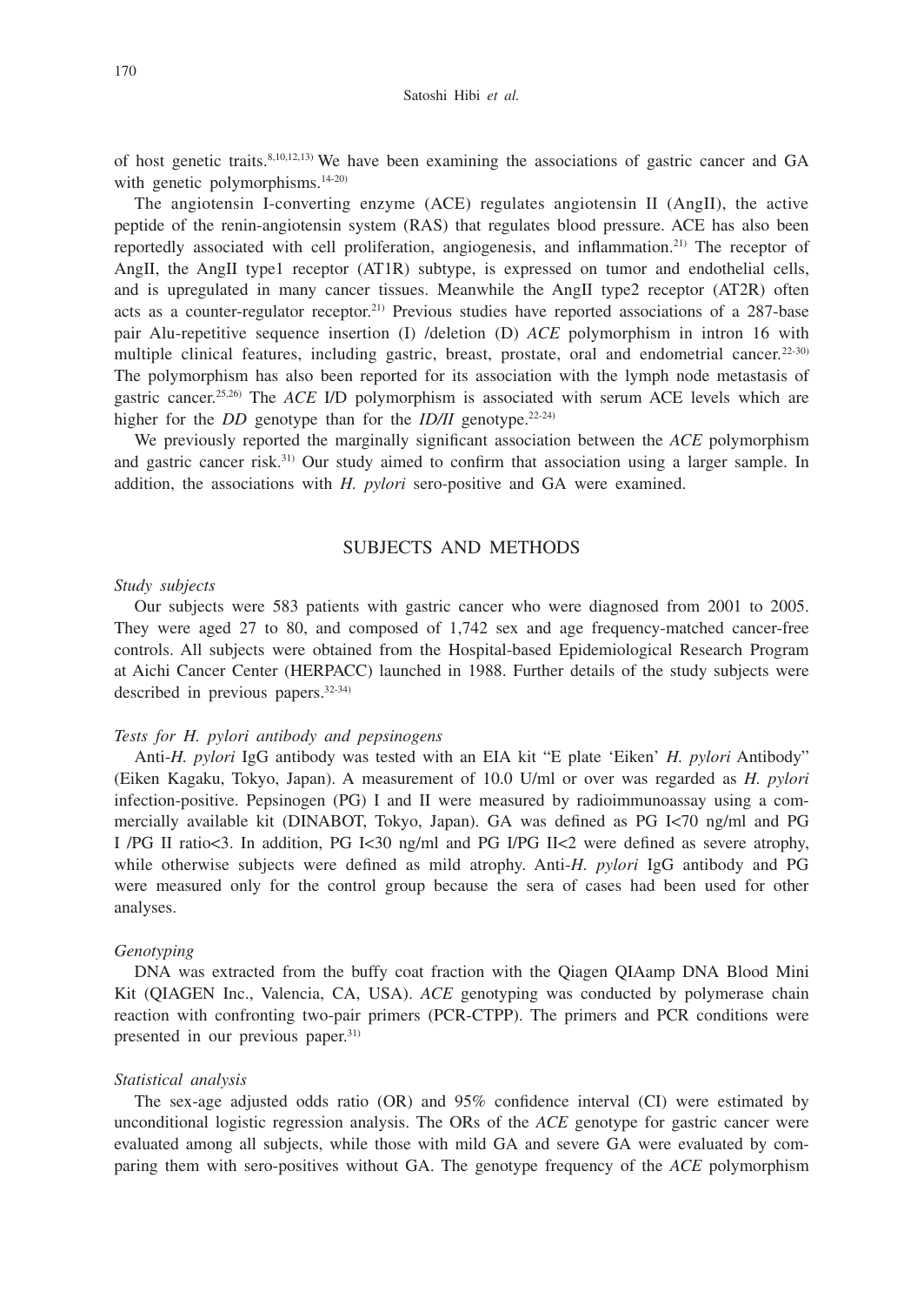of host genetic traits.[8,10,12,13] We have been examining the associations of gastric cancer and GA with genetic polymorphisms.[14-20]

The angiotensin I-converting enzyme (ACE) regulates angiotensin II (AngII), the active peptide of the renin-angiotensin system (RAS) that regulates blood pressure. ACE has also been reportedly associated with cell proliferation, angiogenesis, and inflammation.[21] The receptor of AngII, the AngII type1 receptor (AT1R) subtype, is expressed on tumor and endothelial cells, and is upregulated in many cancer tissues. Meanwhile the AngII type2 receptor (AT2R) often acts as a counter-regulator receptor.[21] Previous studies have reported associations of a 287-base pair Alu-repetitive sequence insertion (I) /deletion (D) *ACE* polymorphism in intron 16 with multiple clinical features, including gastric, breast, prostate, oral and endometrial cancer.[22-30] The polymorphism has also been reported for its association with the lymph node metastasis of gastric cancer.[25,26] The *ACE* I/D polymorphism is associated with serum ACE levels which are higher for the *DD* genotype than for the *ID/II* genotype.[22-24]

We previously reported the marginally significant association between the *ACE* polymorphism and gastric cancer risk.[31] Our study aimed to confirm that association using a larger sample. In addition, the associations with *H. pylori* sero-positive and GA were examined.

## SUBJECTS AND METHODS

### *Study subjects*

Our subjects were 583 patients with gastric cancer who were diagnosed from 2001 to 2005. They were aged 27 to 80, and composed of 1,742 sex and age frequency-matched cancer-free controls. All subjects were obtained from the Hospital-based Epidemiological Research Program at Aichi Cancer Center (HERPACC) launched in 1988. Further details of the study subjects were described in previous papers.[32-34]

### *Tests for H. pylori antibody and pepsinogens*

Anti-*H. pylori* IgG antibody was tested with an EIA kit "E plate 'Eiken' *H. pylori* Antibody" (Eiken Kagaku, Tokyo, Japan). A measurement of 10.0 U/ml or over was regarded as *H. pylori* infection-positive. Pepsinogen (PG) I and II were measured by radioimmunoassay using a commercially available kit (DINABOT, Tokyo, Japan). GA was defined as PG I<70 ng/ml and PG I /PG II ratio<3. In addition, PG I<30 ng/ml and PG I/PG II<2 were defined as severe atrophy, while otherwise subjects were defined as mild atrophy. Anti-*H. pylori* IgG antibody and PG were measured only for the control group because the sera of cases had been used for other analyses.

### *Genotyping*

DNA was extracted from the buffy coat fraction with the Qiagen QIAamp DNA Blood Mini Kit (QIAGEN Inc., Valencia, CA, USA). *ACE* genotyping was conducted by polymerase chain reaction with confronting two-pair primers (PCR-CTPP). The primers and PCR conditions were presented in our previous paper.[31]

### *Statistical analysis*

The sex-age adjusted odds ratio (OR) and 95% confidence interval (CI) were estimated by unconditional logistic regression analysis. The ORs of the *ACE* genotype for gastric cancer were evaluated among all subjects, while those with mild GA and severe GA were evaluated by comparing them with sero-positives without GA. The genotype frequency of the *ACE* polymorphism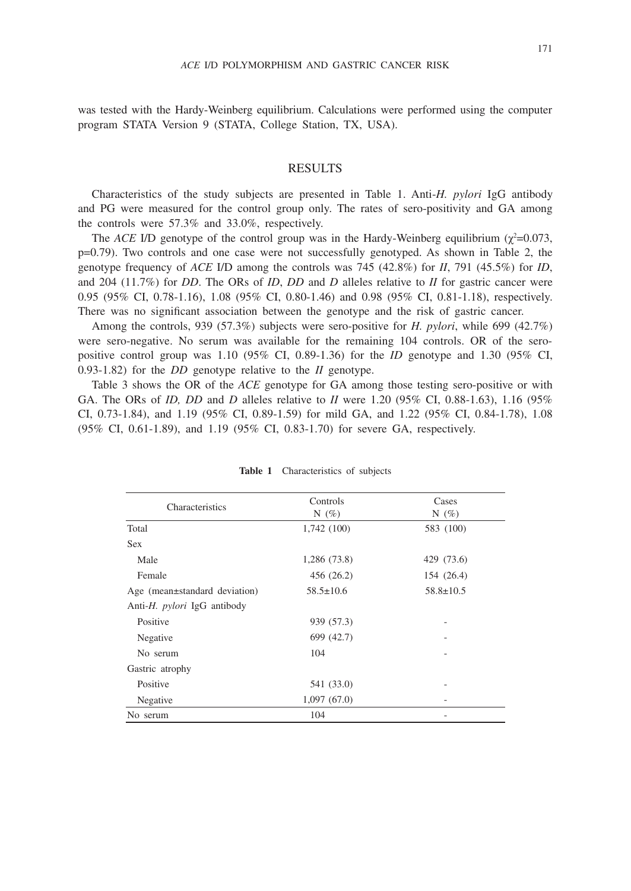was tested with the Hardy-Weinberg equilibrium. Calculations were performed using the computer program STATA Version 9 (STATA, College Station, TX, USA).

## RESULTS

Characteristics of the study subjects are presented in Table 1. Anti-*H. pylori* IgG antibody and PG were measured for the control group only. The rates of sero-positivity and GA among the controls were 57.3% and 33.0%, respectively.

The *ACE* I/D genotype of the control group was in the Hardy-Weinberg equilibrium ($\chi^2$=0.073, p=0.79). Two controls and one case were not successfully genotyped. As shown in Table 2, the genotype frequency of *ACE* I/D among the controls was 745 (42.8%) for *II*, 791 (45.5%) for *ID*, and 204 (11.7%) for *DD*. The ORs of *ID*, *DD* and *D* alleles relative to *II* for gastric cancer were 0.95 (95% CI, 0.78-1.16), 1.08 (95% CI, 0.80-1.46) and 0.98 (95% CI, 0.81-1.18), respectively. There was no significant association between the genotype and the risk of gastric cancer.

Among the controls, 939 (57.3%) subjects were sero-positive for *H. pylori*, while 699 (42.7%) were sero-negative. No serum was available for the remaining 104 controls. OR of the sero-positive control group was 1.10 (95% CI, 0.89-1.36) for the *ID* genotype and 1.30 (95% CI, 0.93-1.82) for the *DD* genotype relative to the *II* genotype.

Table 3 shows the OR of the *ACE* genotype for GA among those testing sero-positive or with GA. The ORs of *ID, DD* and *D* alleles relative to *II* were 1.20 (95% CI, 0.88-1.63), 1.16 (95% CI, 0.73-1.84), and 1.19 (95% CI, 0.89-1.59) for mild GA, and 1.22 (95% CI, 0.84-1.78), 1.08 (95% CI, 0.61-1.89), and 1.19 (95% CI, 0.83-1.70) for severe GA, respectively.

**Table 1** Characteristics of subjects

| Characteristics | Controls N (%) | Cases N (%) |
|---|---|---|
| Total | 1,742 (100) | 583 (100) |
| Sex | | |
| Male | 1,286 (73.8) | 429 (73.6) |
| Female | 456 (26.2) | 154 (26.4) |
| Age (mean±standard deviation) | 58.5±10.6 | 58.8±10.5 |
| Anti-*H. pylori* IgG antibody | | |
| Positive | 939 (57.3) | - |
| Negative | 699 (42.7) | - |
| No serum | 104 | - |
| Gastric atrophy | | |
| Positive | 541 (33.0) | - |
| Negative | 1,097 (67.0) | - |
| No serum | 104 | - |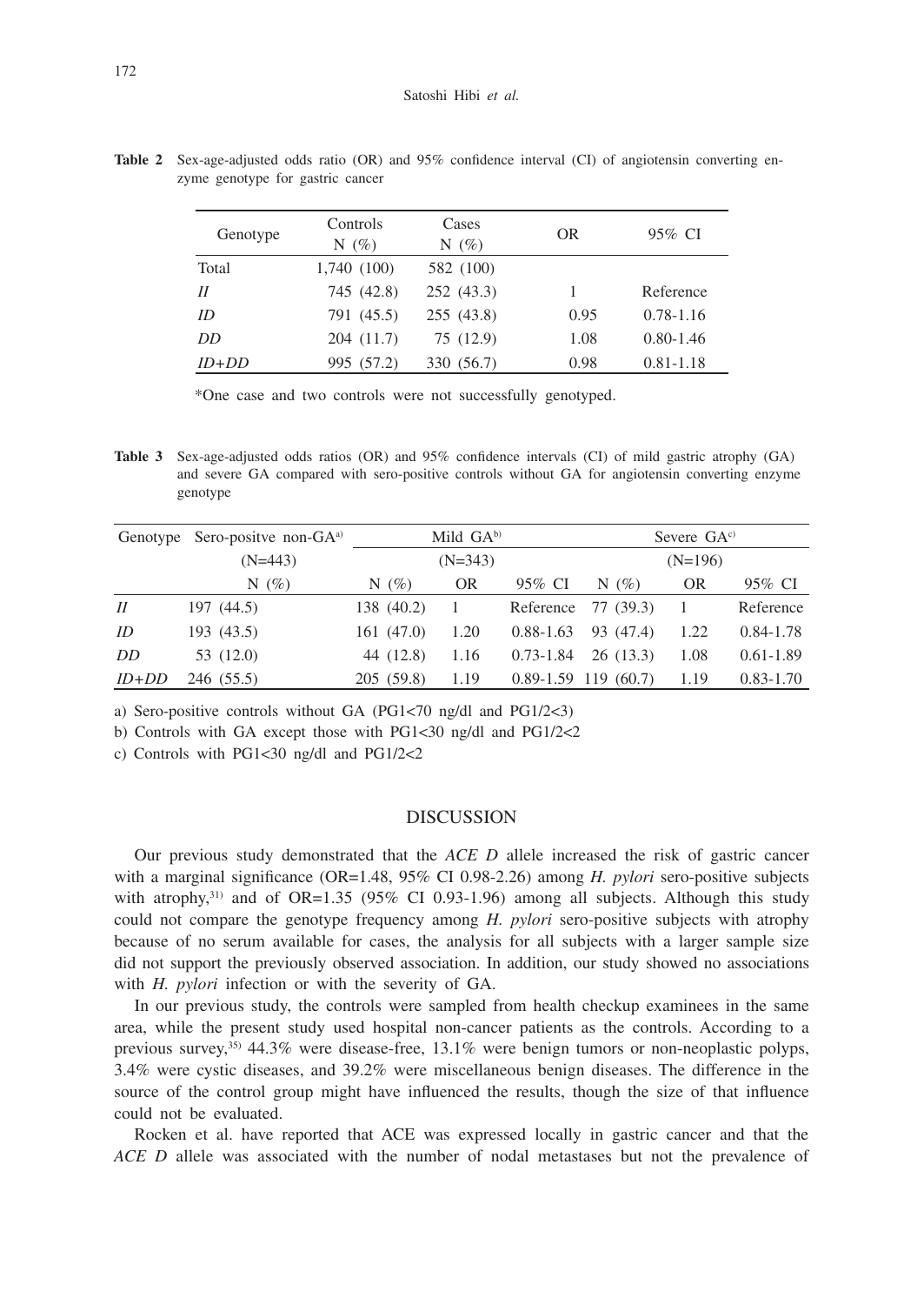**Table 2** Sex-age-adjusted odds ratio (OR) and 95% confidence interval (CI) of angiotensin converting enzyme genotype for gastric cancer

| Genotype | Controls N (%) | Cases N (%) | OR | 95% CI |
|---|---|---|---|---|
| Total | 1,740 (100) | 582 (100) | | |
| *II* | 745 (42.8) | 252 (43.3) | 1 | Reference |
| *ID* | 791 (45.5) | 255 (43.8) | 0.95 | 0.78-1.16 |
| *DD* | 204 (11.7) | 75 (12.9) | 1.08 | 0.80-1.46 |
| *ID+DD* | 995 (57.2) | 330 (56.7) | 0.98 | 0.81-1.18 |

*One case and two controls were not successfully genotyped.

**Table 3** Sex-age-adjusted odds ratios (OR) and 95% confidence intervals (CI) of mild gastric atrophy (GA) and severe GA compared with sero-positive controls without GA for angiotensin converting enzyme genotype

| Genotype | Sero-positve non-GA[a] | Mild GA[b] | | | Severe GA[c] | | |
|---|---|---|---|---|---|---|---|
| | (N=443) | (N=343) | | | (N=196) | | |
| | N (%) | N (%) | OR | 95% CI | N (%) | OR | 95% CI |
| *II* | 197 (44.5) | 138 (40.2) | 1 | Reference | 77 (39.3) | 1 | Reference |
| *ID* | 193 (43.5) | 161 (47.0) | 1.20 | 0.88-1.63 | 93 (47.4) | 1.22 | 0.84-1.78 |
| *DD* | 53 (12.0) | 44 (12.8) | 1.16 | 0.73-1.84 | 26 (13.3) | 1.08 | 0.61-1.89 |
| *ID+DD* | 246 (55.5) | 205 (59.8) | 1.19 | 0.89-1.59 | 119 (60.7) | 1.19 | 0.83-1.70 |

a) Sero-positive controls without GA (PG1<70 ng/dl and PG1/2<3)

b) Controls with GA except those with PG1<30 ng/dl and PG1/2<2

c) Controls with PG1<30 ng/dl and PG1/2<2

## DISCUSSION

Our previous study demonstrated that the *ACE D* allele increased the risk of gastric cancer with a marginal significance (OR=1.48, 95% CI 0.98-2.26) among *H. pylori* sero-positive subjects with atrophy,[31] and of OR=1.35 (95% CI 0.93-1.96) among all subjects. Although this study could not compare the genotype frequency among *H. pylori* sero-positive subjects with atrophy because of no serum available for cases, the analysis for all subjects with a larger sample size did not support the previously observed association. In addition, our study showed no associations with *H. pylori* infection or with the severity of GA.

In our previous study, the controls were sampled from health checkup examinees in the same area, while the present study used hospital non-cancer patients as the controls. According to a previous survey,[35] 44.3% were disease-free, 13.1% were benign tumors or non-neoplastic polyps, 3.4% were cystic diseases, and 39.2% were miscellaneous benign diseases. The difference in the source of the control group might have influenced the results, though the size of that influence could not be evaluated.

Rocken et al. have reported that ACE was expressed locally in gastric cancer and that the *ACE D* allele was associated with the number of nodal metastases but not the prevalence of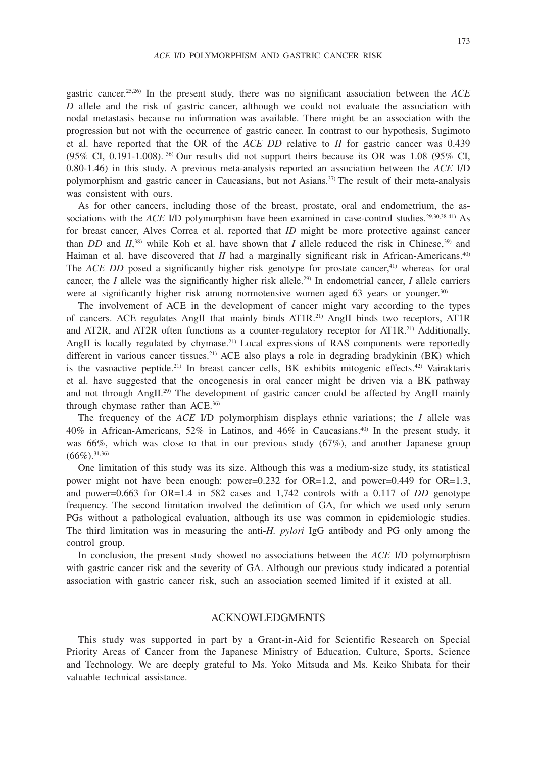gastric cancer.[25,26] In the present study, there was no significant association between the *ACE D* allele and the risk of gastric cancer, although we could not evaluate the association with nodal metastasis because no information was available. There might be an association with the progression but not with the occurrence of gastric cancer. In contrast to our hypothesis, Sugimoto et al. have reported that the OR of the *ACE DD* relative to *II* for gastric cancer was 0.439 (95% CI, 0.191-1.008). [36] Our results did not support theirs because its OR was 1.08 (95% CI, 0.80-1.46) in this study. A previous meta-analysis reported an association between the *ACE* I/D polymorphism and gastric cancer in Caucasians, but not Asians.[37] The result of their meta-analysis was consistent with ours.

As for other cancers, including those of the breast, prostate, oral and endometrium, the associations with the *ACE* I/D polymorphism have been examined in case-control studies.[29,30,38-41] As for breast cancer, Alves Correa et al. reported that *ID* might be more protective against cancer than *DD* and *II*,[38] while Koh et al. have shown that *I* allele reduced the risk in Chinese,[39] and Haiman et al. have discovered that *II* had a marginally significant risk in African-Americans.[40] The *ACE DD* posed a significantly higher risk genotype for prostate cancer,[41] whereas for oral cancer, the *I* allele was the significantly higher risk allele.[29] In endometrial cancer, *I* allele carriers were at significantly higher risk among normotensive women aged 63 years or younger.[30]

The involvement of ACE in the development of cancer might vary according to the types of cancers. ACE regulates AngII that mainly binds AT1R.[21] AngII binds two receptors, AT1R and AT2R, and AT2R often functions as a counter-regulatory receptor for AT1R.[21] Additionally, AngII is locally regulated by chymase.[21] Local expressions of RAS components were reportedly different in various cancer tissues.[21] ACE also plays a role in degrading bradykinin (BK) which is the vasoactive peptide.[21] In breast cancer cells, BK exhibits mitogenic effects.[42] Vairaktaris et al. have suggested that the oncogenesis in oral cancer might be driven via a BK pathway and not through AngII.[29] The development of gastric cancer could be affected by AngII mainly through chymase rather than ACE.[36]

The frequency of the *ACE* I/D polymorphism displays ethnic variations; the *I* allele was 40% in African-Americans, 52% in Latinos, and 46% in Caucasians.[40] In the present study, it was 66%, which was close to that in our previous study (67%), and another Japanese group (66%).[31,36]

One limitation of this study was its size. Although this was a medium-size study, its statistical power might not have been enough: power=0.232 for OR=1.2, and power=0.449 for OR=1.3, and power=0.663 for OR=1.4 in 582 cases and 1,742 controls with a 0.117 of *DD* genotype frequency. The second limitation involved the definition of GA, for which we used only serum PGs without a pathological evaluation, although its use was common in epidemiologic studies. The third limitation was in measuring the anti-*H. pylori* IgG antibody and PG only among the control group.

In conclusion, the present study showed no associations between the *ACE* I/D polymorphism with gastric cancer risk and the severity of GA. Although our previous study indicated a potential association with gastric cancer risk, such an association seemed limited if it existed at all.

## ACKNOWLEDGMENTS

This study was supported in part by a Grant-in-Aid for Scientific Research on Special Priority Areas of Cancer from the Japanese Ministry of Education, Culture, Sports, Science and Technology. We are deeply grateful to Ms. Yoko Mitsuda and Ms. Keiko Shibata for their valuable technical assistance.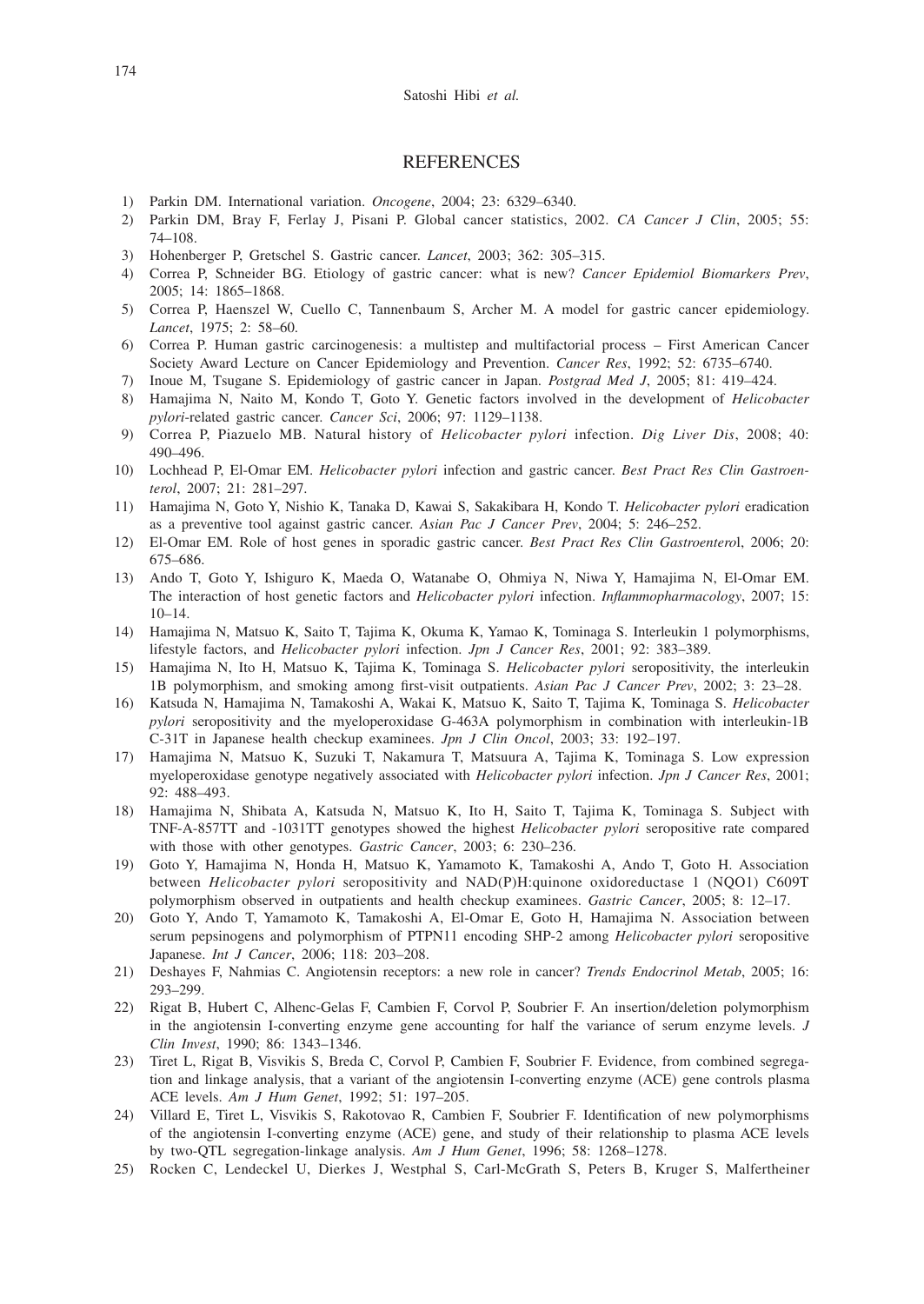## REFERENCES

1) Parkin DM. International variation. *Oncogene*, 2004; 23: 6329–6340.
2) Parkin DM, Bray F, Ferlay J, Pisani P. Global cancer statistics, 2002. *CA Cancer J Clin*, 2005; 55: 74–108.
3) Hohenberger P, Gretschel S. Gastric cancer. *Lancet*, 2003; 362: 305–315.
4) Correa P, Schneider BG. Etiology of gastric cancer: what is new? *Cancer Epidemiol Biomarkers Prev*, 2005; 14: 1865–1868.
5) Correa P, Haenszel W, Cuello C, Tannenbaum S, Archer M. A model for gastric cancer epidemiology. *Lancet*, 1975; 2: 58–60.
6) Correa P. Human gastric carcinogenesis: a multistep and multifactorial process – First American Cancer Society Award Lecture on Cancer Epidemiology and Prevention. *Cancer Res*, 1992; 52: 6735–6740.
7) Inoue M, Tsugane S. Epidemiology of gastric cancer in Japan. *Postgrad Med J*, 2005; 81: 419–424.
8) Hamajima N, Naito M, Kondo T, Goto Y. Genetic factors involved in the development of *Helicobacter pylori*-related gastric cancer. *Cancer Sci*, 2006; 97: 1129–1138.
9) Correa P, Piazuelo MB. Natural history of *Helicobacter pylori* infection. *Dig Liver Dis*, 2008; 40: 490–496.
10) Lochhead P, El-Omar EM. *Helicobacter pylori* infection and gastric cancer. *Best Pract Res Clin Gastroenterol*, 2007; 21: 281–297.
11) Hamajima N, Goto Y, Nishio K, Tanaka D, Kawai S, Sakakibara H, Kondo T. *Helicobacter pylori* eradication as a preventive tool against gastric cancer. *Asian Pac J Cancer Prev*, 2004; 5: 246–252.
12) El-Omar EM. Role of host genes in sporadic gastric cancer. *Best Pract Res Clin Gastroenterol*, 2006; 20: 675–686.
13) Ando T, Goto Y, Ishiguro K, Maeda O, Watanabe O, Ohmiya N, Niwa Y, Hamajima N, El-Omar EM. The interaction of host genetic factors and *Helicobacter pylori* infection. *Inflammopharmacology*, 2007; 15: 10–14.
14) Hamajima N, Matsuo K, Saito T, Tajima K, Okuma K, Yamao K, Tominaga S. Interleukin 1 polymorphisms, lifestyle factors, and *Helicobacter pylori* infection. *Jpn J Cancer Res*, 2001; 92: 383–389.
15) Hamajima N, Ito H, Matsuo K, Tajima K, Tominaga S. *Helicobacter pylori* seropositivity, the interleukin 1B polymorphism, and smoking among first-visit outpatients. *Asian Pac J Cancer Prev*, 2002; 3: 23–28.
16) Katsuda N, Hamajima N, Tamakoshi A, Wakai K, Matsuo K, Saito T, Tajima K, Tominaga S. *Helicobacter pylori* seropositivity and the myeloperoxidase G-463A polymorphism in combination with interleukin-1B C-31T in Japanese health checkup examinees. *Jpn J Clin Oncol*, 2003; 33: 192–197.
17) Hamajima N, Matsuo K, Suzuki T, Nakamura T, Matsuura A, Tajima K, Tominaga S. Low expression myeloperoxidase genotype negatively associated with *Helicobacter pylori* infection. *Jpn J Cancer Res*, 2001; 92: 488–493.
18) Hamajima N, Shibata A, Katsuda N, Matsuo K, Ito H, Saito T, Tajima K, Tominaga S. Subject with TNF-A-857TT and -1031TT genotypes showed the highest *Helicobacter pylori* seropositive rate compared with those with other genotypes. *Gastric Cancer*, 2003; 6: 230–236.
19) Goto Y, Hamajima N, Honda H, Matsuo K, Yamamoto K, Tamakoshi A, Ando T, Goto H. Association between *Helicobacter pylori* seropositivity and NAD(P)H:quinone oxidoreductase 1 (NQO1) C609T polymorphism observed in outpatients and health checkup examinees. *Gastric Cancer*, 2005; 8: 12–17.
20) Goto Y, Ando T, Yamamoto K, Tamakoshi A, El-Omar E, Goto H, Hamajima N. Association between serum pepsinogens and polymorphism of PTPN11 encoding SHP-2 among *Helicobacter pylori* seropositive Japanese. *Int J Cancer*, 2006; 118: 203–208.
21) Deshayes F, Nahmias C. Angiotensin receptors: a new role in cancer? *Trends Endocrinol Metab*, 2005; 16: 293–299.
22) Rigat B, Hubert C, Alhenc-Gelas F, Cambien F, Corvol P, Soubrier F. An insertion/deletion polymorphism in the angiotensin I-converting enzyme gene accounting for half the variance of serum enzyme levels. *J Clin Invest*, 1990; 86: 1343–1346.
23) Tiret L, Rigat B, Visvikis S, Breda C, Corvol P, Cambien F, Soubrier F. Evidence, from combined segregation and linkage analysis, that a variant of the angiotensin I-converting enzyme (ACE) gene controls plasma ACE levels. *Am J Hum Genet*, 1992; 51: 197–205.
24) Villard E, Tiret L, Visvikis S, Rakotovao R, Cambien F, Soubrier F. Identification of new polymorphisms of the angiotensin I-converting enzyme (ACE) gene, and study of their relationship to plasma ACE levels by two-QTL segregation-linkage analysis. *Am J Hum Genet*, 1996; 58: 1268–1278.
25) Rocken C, Lendeckel U, Dierkes J, Westphal S, Carl-McGrath S, Peters B, Kruger S, Malfertheiner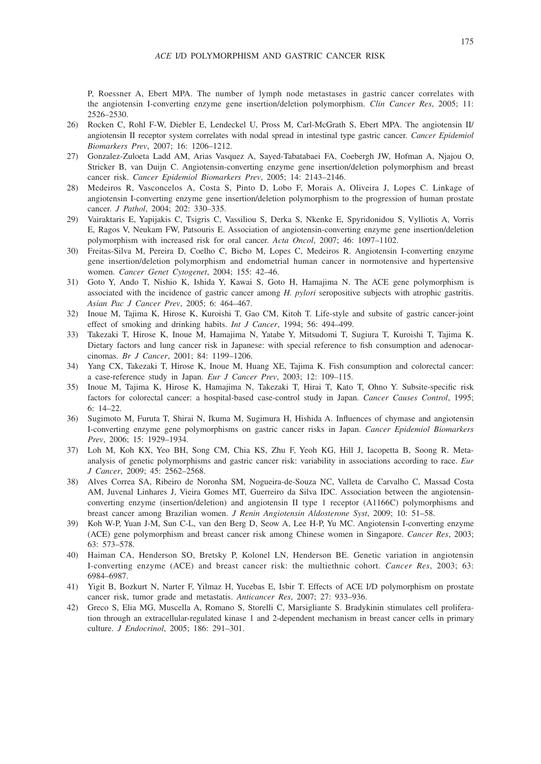P, Roessner A, Ebert MPA. The number of lymph node metastases in gastric cancer correlates with the angiotensin I-converting enzyme gene insertion/deletion polymorphism. *Clin Cancer Res*, 2005; 11: 2526–2530.

26) Rocken C, Rohl F-W, Diebler E, Lendeckel U, Pross M, Carl-McGrath S, Ebert MPA. The angiotensin II/ angiotensin II receptor system correlates with nodal spread in intestinal type gastric cancer. *Cancer Epidemiol Biomarkers Prev*, 2007; 16: 1206–1212.
27) Gonzalez-Zuloeta Ladd AM, Arias Vasquez A, Sayed-Tabatabaei FA, Coebergh JW, Hofman A, Njajou O, Stricker B, van Duijn C. Angiotensin-converting enzyme gene insertion/deletion polymorphism and breast cancer risk. *Cancer Epidemiol Biomarkers Prev*, 2005; 14: 2143–2146.
28) Medeiros R, Vasconcelos A, Costa S, Pinto D, Lobo F, Morais A, Oliveira J, Lopes C. Linkage of angiotensin I-converting enzyme gene insertion/deletion polymorphism to the progression of human prostate cancer. *J Pathol*, 2004; 202: 330–335.
29) Vairaktaris E, Yapijakis C, Tsigris C, Vassiliou S, Derka S, Nkenke E, Spyridonidou S, Vylliotis A, Vorris E, Ragos V, Neukam FW, Patsouris E. Association of angiotensin-converting enzyme gene insertion/deletion polymorphism with increased risk for oral cancer. *Acta Oncol*, 2007; 46: 1097–1102.
30) Freitas-Silva M, Pereira D, Coelho C, Bicho M, Lopes C, Medeiros R. Angiotensin I-converting enzyme gene insertion/deletion polymorphism and endometrial human cancer in normotensive and hypertensive women. *Cancer Genet Cytogenet*, 2004; 155: 42–46.
31) Goto Y, Ando T, Nishio K, Ishida Y, Kawai S, Goto H, Hamajima N. The ACE gene polymorphism is associated with the incidence of gastric cancer among *H. pylori* seropositive subjects with atrophic gastritis. *Asian Pac J Cancer Prev*, 2005; 6: 464–467.
32) Inoue M, Tajima K, Hirose K, Kuroishi T, Gao CM, Kitoh T. Life-style and subsite of gastric cancer-joint effect of smoking and drinking habits. *Int J Cancer*, 1994; 56: 494–499.
33) Takezaki T, Hirose K, Inoue M, Hamajima N, Yatabe Y, Mitsudomi T, Sugiura T, Kuroishi T, Tajima K. Dietary factors and lung cancer risk in Japanese: with special reference to fish consumption and adenocarcinomas. *Br J Cancer*, 2001; 84: 1199–1206.
34) Yang CX, Takezaki T, Hirose K, Inoue M, Huang XE, Tajima K. Fish consumption and colorectal cancer: a case-reference study in Japan. *Eur J Cancer Prev*, 2003; 12: 109–115.
35) Inoue M, Tajima K, Hirose K, Hamajima N, Takezaki T, Hirai T, Kato T, Ohno Y. Subsite-specific risk factors for colorectal cancer: a hospital-based case-control study in Japan. *Cancer Causes Control*, 1995; 6: 14–22.
36) Sugimoto M, Furuta T, Shirai N, Ikuma M, Sugimura H, Hishida A. Influences of chymase and angiotensin I-converting enzyme gene polymorphisms on gastric cancer risks in Japan. *Cancer Epidemiol Biomarkers Prev*, 2006; 15: 1929–1934.
37) Loh M, Koh KX, Yeo BH, Song CM, Chia KS, Zhu F, Yeoh KG, Hill J, Iacopetta B, Soong R. Meta-analysis of genetic polymorphisms and gastric cancer risk: variability in associations according to race. *Eur J Cancer*, 2009; 45: 2562–2568.
38) Alves Correa SA, Ribeiro de Noronha SM, Nogueira-de-Souza NC, Valleta de Carvalho C, Massad Costa AM, Juvenal Linhares J, Vieira Gomes MT, Guerreiro da Silva IDC. Association between the angiotensin-converting enzyme (insertion/deletion) and angiotensin II type 1 receptor (A1166C) polymorphisms and breast cancer among Brazilian women. *J Renin Angiotensin Aldosterone Syst*, 2009; 10: 51–58.
39) Koh W-P, Yuan J-M, Sun C-L, van den Berg D, Seow A, Lee H-P, Yu MC. Angiotensin I-converting enzyme (ACE) gene polymorphism and breast cancer risk among Chinese women in Singapore. *Cancer Res*, 2003; 63: 573–578.
40) Haiman CA, Henderson SO, Bretsky P, Kolonel LN, Henderson BE. Genetic variation in angiotensin I-converting enzyme (ACE) and breast cancer risk: the multiethnic cohort. *Cancer Res*, 2003; 63: 6984–6987.
41) Yigit B, Bozkurt N, Narter F, Yilmaz H, Yucebas E, Isbir T. Effects of ACE I/D polymorphism on prostate cancer risk, tumor grade and metastatis. *Anticancer Res*, 2007; 27: 933–936.
42) Greco S, Elia MG, Muscella A, Romano S, Storelli C, Marsigliante S. Bradykinin stimulates cell proliferation through an extracellular-regulated kinase 1 and 2-dependent mechanism in breast cancer cells in primary culture. *J Endocrinol*, 2005; 186: 291–301.